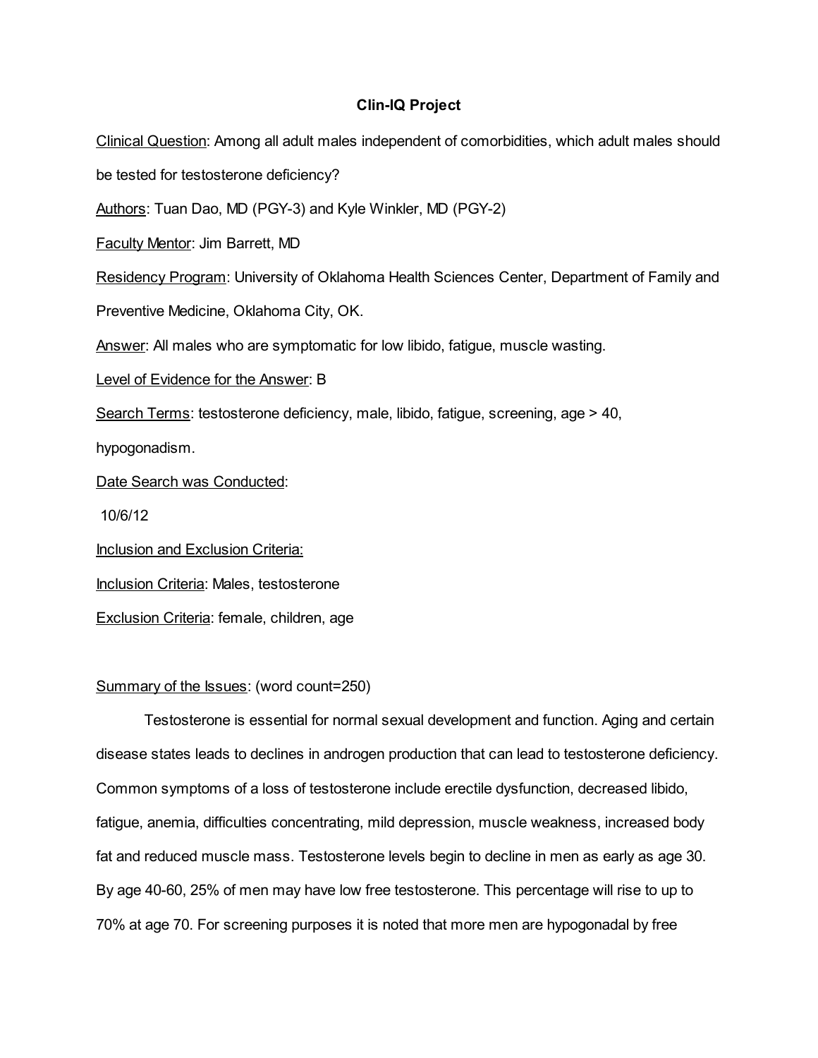# Clin-IQ Project

Clinical Question: Among all adult males independent of comorbidities, which adult males should be tested for testosterone deficiency?

Authors: Tuan Dao, MD (PGY-3) and Kyle Winkler, MD (PGY-2)

Faculty Mentor: Jim Barrett, MD

Residency Program: University of Oklahoma Health Sciences Center, Department of Family and Preventive Medicine, Oklahoma City, OK.

Answer: All males who are symptomatic for low libido, fatigue, muscle wasting.

Level of Evidence for the Answer: B

Search Terms: testosterone deficiency, male, libido, fatigue, screening, age > 40, hypogonadism.

Date Search was Conducted:

10/6/12

Inclusion and Exclusion Criteria:

Inclusion Criteria: Males, testosterone

Exclusion Criteria: female, children, age

Summary of the Issues: (word count=250)

Testosterone is essential for normal sexual development and function. Aging and certain disease states leads to declines in androgen production that can lead to testosterone deficiency. Common symptoms of a loss of testosterone include erectile dysfunction, decreased libido, fatigue, anemia, difficulties concentrating, mild depression, muscle weakness, increased body fat and reduced muscle mass. Testosterone levels begin to decline in men as early as age 30. By age 40-60, 25% of men may have low free testosterone. This percentage will rise to up to 70% at age 70. For screening purposes it is noted that more men are hypogonadal by free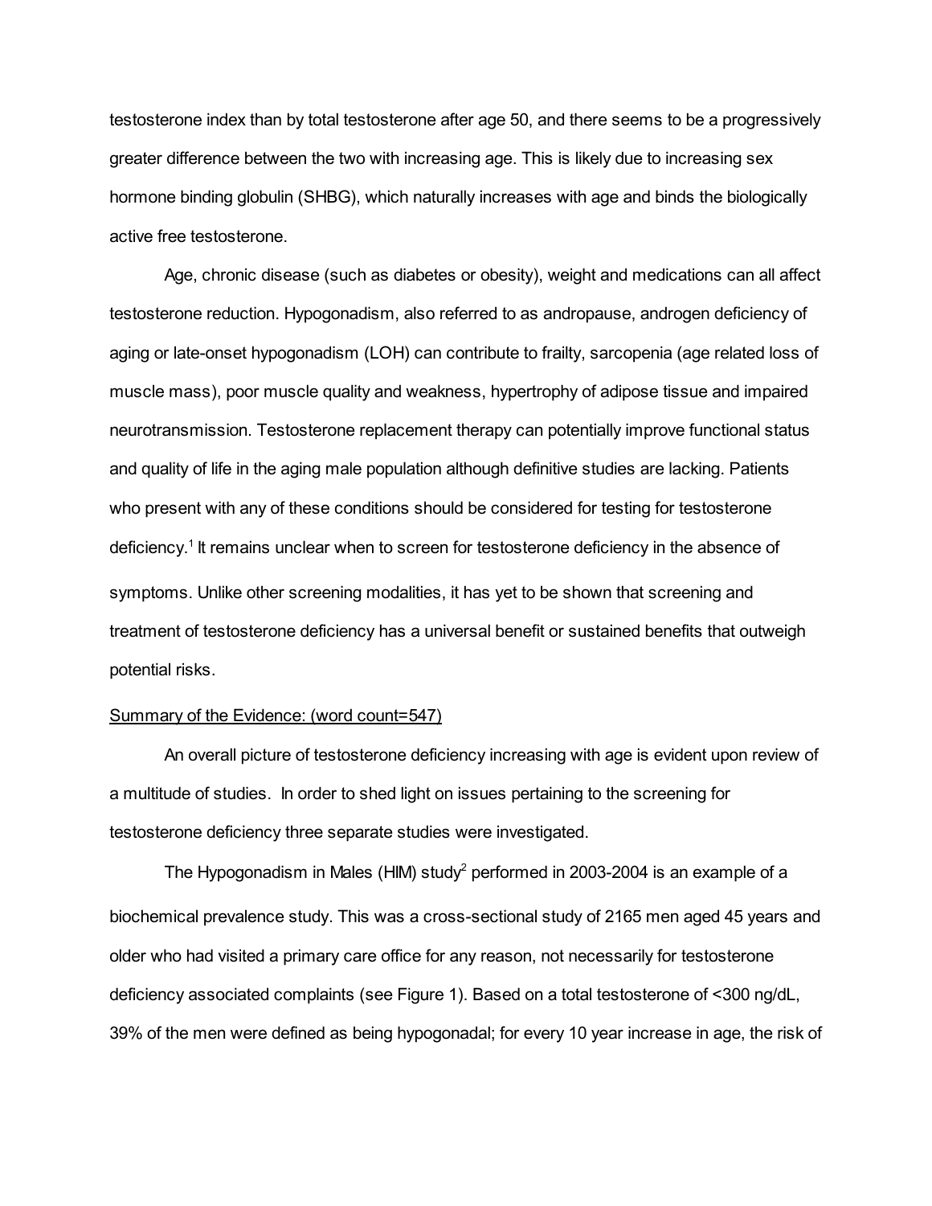testosterone index than by total testosterone after age 50, and there seems to be a progressively greater difference between the two with increasing age. This is likely due to increasing sex hormone binding globulin (SHBG), which naturally increases with age and binds the biologically active free testosterone.

Age, chronic disease (such as diabetes or obesity), weight and medications can all affect testosterone reduction. Hypogonadism, also referred to as andropause, androgen deficiency of aging or late-onset hypogonadism (LOH) can contribute to frailty, sarcopenia (age related loss of muscle mass), poor muscle quality and weakness, hypertrophy of adipose tissue and impaired neurotransmission. Testosterone replacement therapy can potentially improve functional status and quality of life in the aging male population although definitive studies are lacking. Patients who present with any of these conditions should be considered for testing for testosterone deficiency.[1] It remains unclear when to screen for testosterone deficiency in the absence of symptoms. Unlike other screening modalities, it has yet to be shown that screening and treatment of testosterone deficiency has a universal benefit or sustained benefits that outweigh potential risks.

<u>Summary of the Evidence: (word count=547)</u>

An overall picture of testosterone deficiency increasing with age is evident upon review of a multitude of studies. In order to shed light on issues pertaining to the screening for testosterone deficiency three separate studies were investigated.

The Hypogonadism in Males (HIM) study[2] performed in 2003-2004 is an example of a biochemical prevalence study. This was a cross-sectional study of 2165 men aged 45 years and older who had visited a primary care office for any reason, not necessarily for testosterone deficiency associated complaints (see Figure 1). Based on a total testosterone of <300 ng/dL, 39% of the men were defined as being hypogonadal; for every 10 year increase in age, the risk of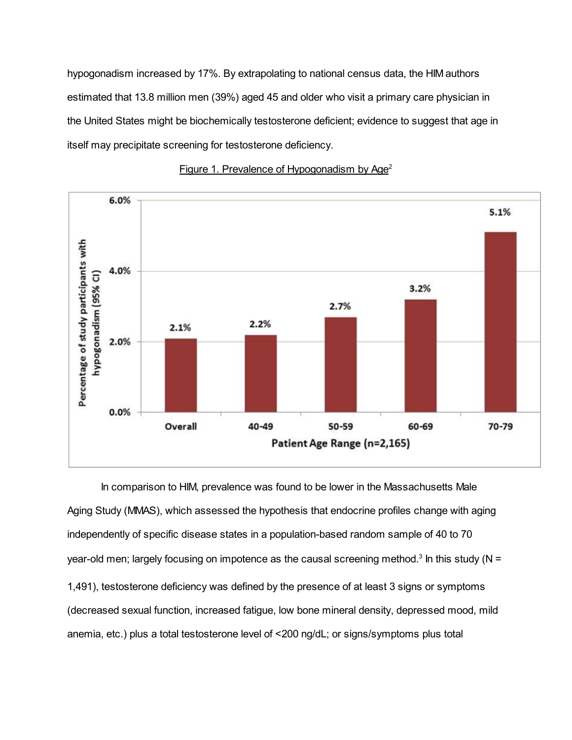hypogonadism increased by 17%. By extrapolating to national census data, the HIM authors estimated that 13.8 million men (39%) aged 45 and older who visit a primary care physician in the United States might be biochemically testosterone deficient; evidence to suggest that age in itself may precipitate screening for testosterone deficiency.

Figure 1. Prevalence of Hypogonadism by Age[2]

| Patient Age Range (n=2,165) | Percentage of study participants with hypogonadism (95% CI) |
| --- | --- |
| Overall | 2.1% |
| 40-49 | 2.2% |
| 50-59 | 2.7% |
| 60-69 | 3.2% |
| 70-79 | 5.1% |

In comparison to HIM, prevalence was found to be lower in the Massachusetts Male Aging Study (MMAS), which assessed the hypothesis that endocrine profiles change with aging independently of specific disease states in a population-based random sample of 40 to 70 year-old men; largely focusing on impotence as the causal screening method.[3] In this study (N = 1,491), testosterone deficiency was defined by the presence of at least 3 signs or symptoms (decreased sexual function, increased fatigue, low bone mineral density, depressed mood, mild anemia, etc.) plus a total testosterone level of <200 ng/dL; or signs/symptoms plus total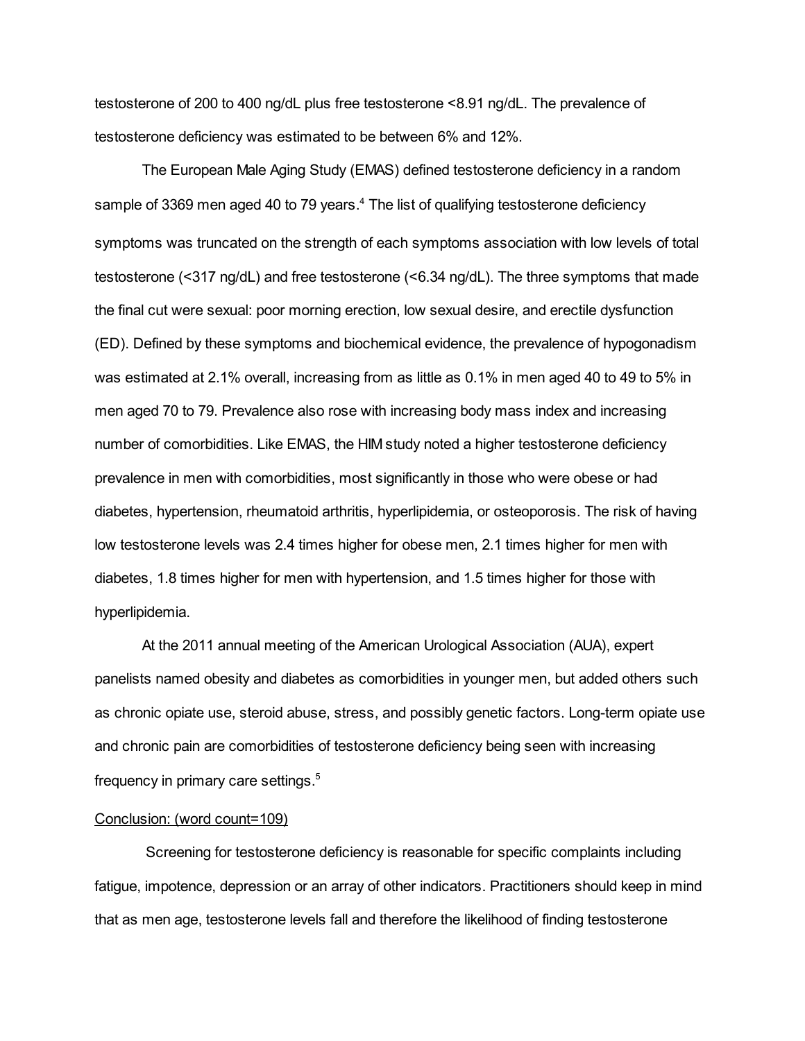testosterone of 200 to 400 ng/dL plus free testosterone <8.91 ng/dL. The prevalence of testosterone deficiency was estimated to be between 6% and 12%.

The European Male Aging Study (EMAS) defined testosterone deficiency in a random sample of 3369 men aged 40 to 79 years.[4] The list of qualifying testosterone deficiency symptoms was truncated on the strength of each symptoms association with low levels of total testosterone (<317 ng/dL) and free testosterone (<6.34 ng/dL). The three symptoms that made the final cut were sexual: poor morning erection, low sexual desire, and erectile dysfunction (ED). Defined by these symptoms and biochemical evidence, the prevalence of hypogonadism was estimated at 2.1% overall, increasing from as little as 0.1% in men aged 40 to 49 to 5% in men aged 70 to 79. Prevalence also rose with increasing body mass index and increasing number of comorbidities. Like EMAS, the HIM study noted a higher testosterone deficiency prevalence in men with comorbidities, most significantly in those who were obese or had diabetes, hypertension, rheumatoid arthritis, hyperlipidemia, or osteoporosis. The risk of having low testosterone levels was 2.4 times higher for obese men, 2.1 times higher for men with diabetes, 1.8 times higher for men with hypertension, and 1.5 times higher for those with hyperlipidemia.

At the 2011 annual meeting of the American Urological Association (AUA), expert panelists named obesity and diabetes as comorbidities in younger men, but added others such as chronic opiate use, steroid abuse, stress, and possibly genetic factors. Long-term opiate use and chronic pain are comorbidities of testosterone deficiency being seen with increasing frequency in primary care settings.[5]

Conclusion: (word count=109)

Screening for testosterone deficiency is reasonable for specific complaints including fatigue, impotence, depression or an array of other indicators. Practitioners should keep in mind that as men age, testosterone levels fall and therefore the likelihood of finding testosterone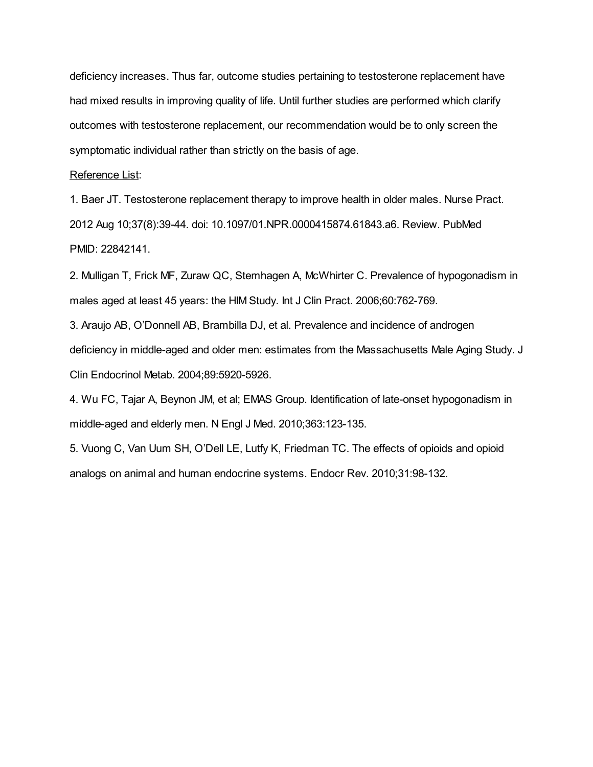deficiency increases. Thus far, outcome studies pertaining to testosterone replacement have had mixed results in improving quality of life. Until further studies are performed which clarify outcomes with testosterone replacement, our recommendation would be to only screen the symptomatic individual rather than strictly on the basis of age.

Reference List:

1. Baer JT. Testosterone replacement therapy to improve health in older males. Nurse Pract. 2012 Aug 10;37(8):39-44. doi: 10.1097/01.NPR.0000415874.61843.a6. Review. PubMed PMID: 22842141.

2. Mulligan T, Frick MF, Zuraw QC, Stemhagen A, McWhirter C. Prevalence of hypogonadism in males aged at least 45 years: the HIM Study. Int J Clin Pract. 2006;60:762-769.

3. Araujo AB, O'Donnell AB, Brambilla DJ, et al. Prevalence and incidence of androgen deficiency in middle-aged and older men: estimates from the Massachusetts Male Aging Study. J Clin Endocrinol Metab. 2004;89:5920-5926.

4. Wu FC, Tajar A, Beynon JM, et al; EMAS Group. Identification of late-onset hypogonadism in middle-aged and elderly men. N Engl J Med. 2010;363:123-135.

5. Vuong C, Van Uum SH, O'Dell LE, Lutfy K, Friedman TC. The effects of opioids and opioid analogs on animal and human endocrine systems. Endocr Rev. 2010;31:98-132.